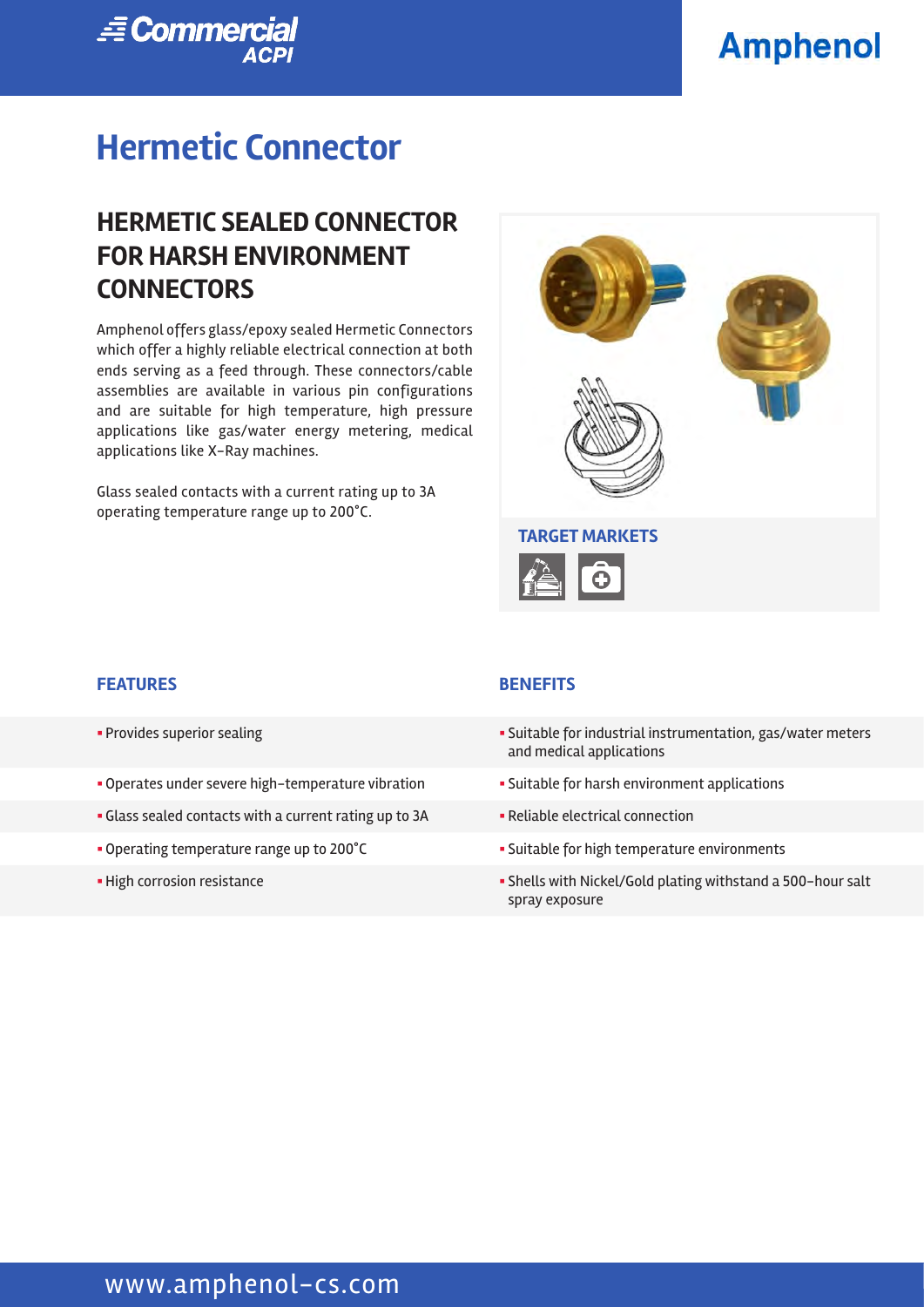# Hermetic Connector

## HERMETIC SEALED CONNECTOR FOR HARSH ENVIRONMENT CONNECTORS

Amphenol offers glass/epoxy sealed Hermetic Connectors which offer a highly reliable electrical connection at both ends serving as a feed through. These connectors/cable assemblies are available in various pin configurations and are suitable for high temperature, high pressure applications like gas/water energy metering, medical applications like X-Ray machines.

Glass sealed contacts with a current rating up to 3A operating temperature range up to 200°C.

### TARGET MARKETS

| FEATURES | BENEFITS |
|---|---|
| Provides superior sealing | Suitable for industrial instrumentation, gas/water meters and medical applications |
| Operates under severe high-temperature vibration | Suitable for harsh environment applications |
| Glass sealed contacts with a current rating up to 3A | Reliable electrical connection |
| Operating temperature range up to 200°C | Suitable for high temperature environments |
| High corrosion resistance | Shells with Nickel/Gold plating withstand a 500-hour salt spray exposure |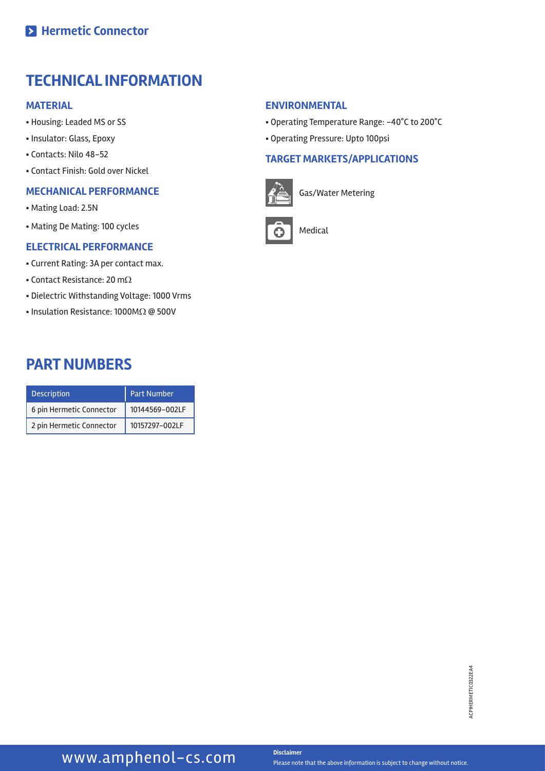## Hermetic Connector

# TECHNICAL INFORMATION

### MATERIAL

- Housing: Leaded MS or SS
- Insulator: Glass, Epoxy
- Contacts: Nilo 48-52
- Contact Finish: Gold over Nickel

### MECHANICAL PERFORMANCE

- Mating Load: 2.5N
- Mating De Mating: 100 cycles

### ELECTRICAL PERFORMANCE

- Current Rating: 3A per contact max.
- Contact Resistance: 20 mΩ
- Dielectric Withstanding Voltage: 1000 Vrms
- Insulation Resistance: 1000MΩ @ 500V

### ENVIRONMENTAL

- Operating Temperature Range: -40°C to 200°C
- Operating Pressure: Upto 100psi

### TARGET MARKETS/APPLICATIONS

Gas/Water Metering

Medical

# PART NUMBERS

| Description | Part Number |
| --- | --- |
| 6 pin Hermetic Connector | 10144569-002LF |
| 2 pin Hermetic Connector | 10157297-002LF |

ACPIHERMETIC0322EA4

www.amphenol-cs.com

**Disclaimer**

Please note that the above information is subject to change without notice.